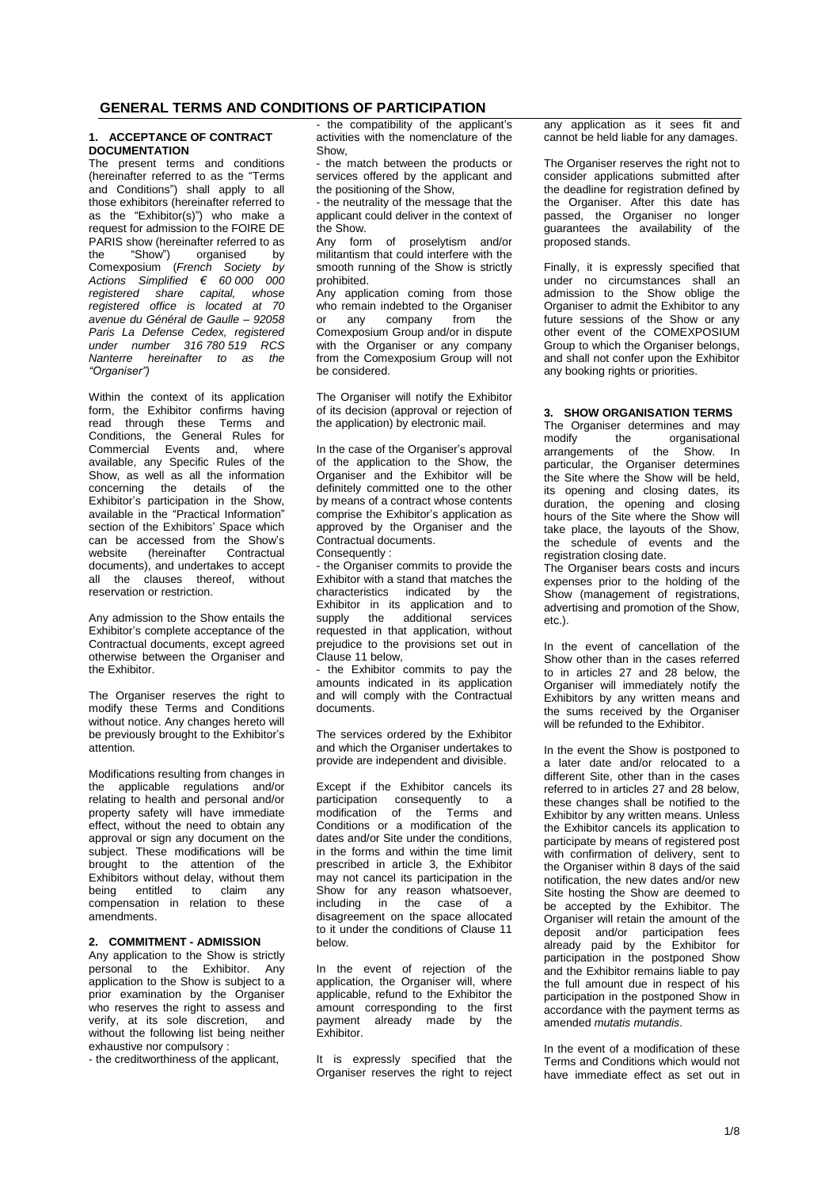# GENERAL TERMS AND CONDITIONS OF PARTICIPATION

## 1. ACCEPTANCE OF CONTRACT DOCUMENTATION

The present terms and conditions (hereinafter referred to as the "Terms and Conditions") shall apply to all those exhibitors (hereinafter referred to as the "Exhibitor(s)") who make a request for admission to the FOIRE DE PARIS show (hereinafter referred to as the "Show") organised by Comexposium (*French Society by Actions Simplified € 60 000 000 registered share capital, whose registered office is located at 70 avenue du Général de Gaulle – 92058 Paris La Defense Cedex, registered under number 316 780 519 RCS Nanterre hereinafter to as the "Organiser")*

Within the context of its application form, the Exhibitor confirms having read through these Terms and Conditions, the General Rules for Commercial Events and, where available, any Specific Rules of the Show, as well as all the information concerning the details of the Exhibitor's participation in the Show, available in the "Practical Information" section of the Exhibitors' Space which can be accessed from the Show's website (hereinafter Contractual documents), and undertakes to accept all the clauses thereof, without reservation or restriction.

Any admission to the Show entails the Exhibitor's complete acceptance of the Contractual documents, except agreed otherwise between the Organiser and the Exhibitor.

The Organiser reserves the right to modify these Terms and Conditions without notice. Any changes hereto will be previously brought to the Exhibitor's attention.

Modifications resulting from changes in the applicable regulations and/or relating to health and personal and/or property safety will have immediate effect, without the need to obtain any approval or sign any document on the subject. These modifications will be brought to the attention of the Exhibitors without delay, without them being entitled to claim any compensation in relation to these amendments.

## 2. COMMITMENT - ADMISSION

Any application to the Show is strictly personal to the Exhibitor. Any application to the Show is subject to a prior examination by the Organiser who reserves the right to assess and verify, at its sole discretion, and without the following list being neither exhaustive nor compulsory :

- the creditworthiness of the applicant,
- the compatibility of the applicant's activities with the nomenclature of the Show,
- the match between the products or services offered by the applicant and the positioning of the Show,
- the neutrality of the message that the applicant could deliver in the context of the Show.

Any form of proselytism and/or militantism that could interfere with the smooth running of the Show is strictly prohibited.

Any application coming from those who remain indebted to the Organiser or any company from the Comexposium Group and/or in dispute with the Organiser or any company from the Comexposium Group will not be considered.

The Organiser will notify the Exhibitor of its decision (approval or rejection of the application) by electronic mail.

In the case of the Organiser's approval of the application to the Show, the Organiser and the Exhibitor will be definitely committed one to the other by means of a contract whose contents comprise the Exhibitor's application as approved by the Organiser and the Contractual documents.

Consequently :

- the Organiser commits to provide the Exhibitor with a stand that matches the characteristics indicated by the Exhibitor in its application and to supply the additional services requested in that application, without prejudice to the provisions set out in Clause 11 below,
- the Exhibitor commits to pay the amounts indicated in its application and will comply with the Contractual documents.

The services ordered by the Exhibitor and which the Organiser undertakes to provide are independent and divisible.

Except if the Exhibitor cancels its participation consequently to a modification of the Terms and Conditions or a modification of the dates and/or Site under the conditions, in the forms and within the time limit prescribed in article 3, the Exhibitor may not cancel its participation in the Show for any reason whatsoever, including in the case of a disagreement on the space allocated to it under the conditions of Clause 11 below.

In the event of rejection of the application, the Organiser will, where applicable, refund to the Exhibitor the amount corresponding to the first payment already made by the Exhibitor.

It is expressly specified that the Organiser reserves the right to reject any application as it sees fit and cannot be held liable for any damages.

The Organiser reserves the right not to consider applications submitted after the deadline for registration defined by the Organiser. After this date has passed, the Organiser no longer guarantees the availability of the proposed stands.

Finally, it is expressly specified that under no circumstances shall an admission to the Show oblige the Organiser to admit the Exhibitor to any future sessions of the Show or any other event of the COMEXPOSIUM Group to which the Organiser belongs, and shall not confer upon the Exhibitor any booking rights or priorities.

## 3. SHOW ORGANISATION TERMS

The Organiser determines and may modify the organisational arrangements of the Show. In particular, the Organiser determines the Site where the Show will be held, its opening and closing dates, its duration, the opening and closing hours of the Site where the Show will take place, the layouts of the Show, the schedule of events and the registration closing date.

The Organiser bears costs and incurs expenses prior to the holding of the Show (management of registrations, advertising and promotion of the Show, etc.).

In the event of cancellation of the Show other than in the cases referred to in articles 27 and 28 below, the Organiser will immediately notify the Exhibitors by any written means and the sums received by the Organiser will be refunded to the Exhibitor.

In the event the Show is postponed to a later date and/or relocated to a different Site, other than in the cases referred to in articles 27 and 28 below, these changes shall be notified to the Exhibitor by any written means. Unless the Exhibitor cancels its application to participate by means of registered post with confirmation of delivery, sent to the Organiser within 8 days of the said notification, the new dates and/or new Site hosting the Show are deemed to be accepted by the Exhibitor. The Organiser will retain the amount of the deposit and/or participation fees already paid by the Exhibitor for participation in the postponed Show and the Exhibitor remains liable to pay the full amount due in respect of his participation in the postponed Show in accordance with the payment terms as amended *mutatis mutandis*.

In the event of a modification of these Terms and Conditions which would not have immediate effect as set out in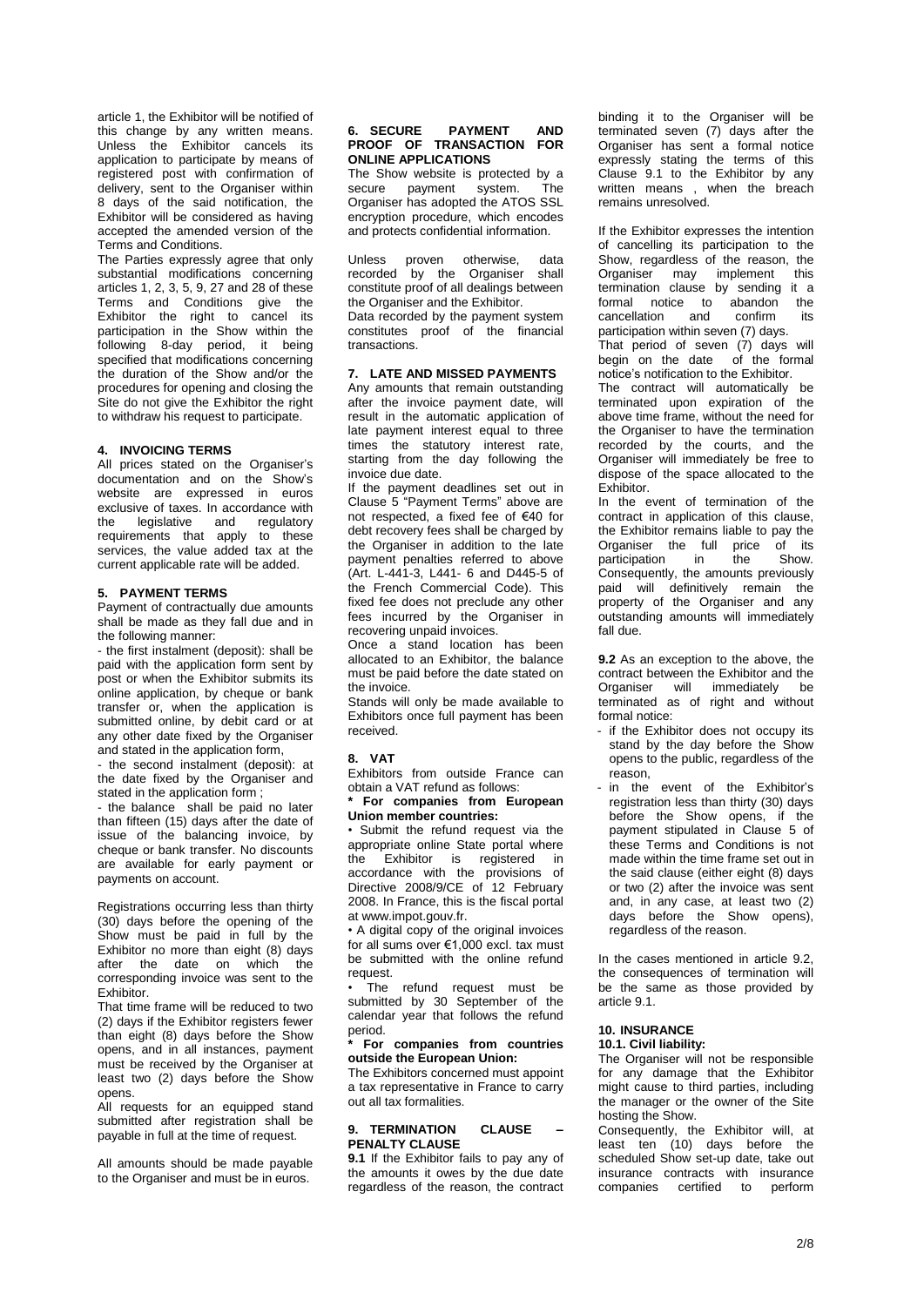article 1, the Exhibitor will be notified of this change by any written means. Unless the Exhibitor cancels its application to participate by means of registered post with confirmation of delivery, sent to the Organiser within 8 days of the said notification, the Exhibitor will be considered as having accepted the amended version of the Terms and Conditions.

The Parties expressly agree that only substantial modifications concerning articles 1, 2, 3, 5, 9, 27 and 28 of these Terms and Conditions give the Exhibitor the right to cancel its participation in the Show within the following 8-day period, it being specified that modifications concerning the duration of the Show and/or the procedures for opening and closing the Site do not give the Exhibitor the right to withdraw his request to participate.

## 4. INVOICING TERMS

All prices stated on the Organiser's documentation and on the Show's website are expressed in euros exclusive of taxes. In accordance with the legislative and regulatory requirements that apply to these services, the value added tax at the current applicable rate will be added.

## 5. PAYMENT TERMS

Payment of contractually due amounts shall be made as they fall due and in the following manner:

- the first instalment (deposit): shall be paid with the application form sent by post or when the Exhibitor submits its online application, by cheque or bank transfer or, when the application is submitted online, by debit card or at any other date fixed by the Organiser and stated in the application form,
- the second instalment (deposit): at the date fixed by the Organiser and stated in the application form ;
- the balance shall be paid no later than fifteen (15) days after the date of issue of the balancing invoice, by cheque or bank transfer. No discounts are available for early payment or payments on account.

Registrations occurring less than thirty (30) days before the opening of the Show must be paid in full by the Exhibitor no more than eight (8) days after the date on which the corresponding invoice was sent to the Exhibitor.

That time frame will be reduced to two (2) days if the Exhibitor registers fewer than eight (8) days before the Show opens, and in all instances, payment must be received by the Organiser at least two (2) days before the Show opens.

All requests for an equipped stand submitted after registration shall be payable in full at the time of request.

All amounts should be made payable to the Organiser and must be in euros.

## 6. SECURE PAYMENT AND PROOF OF TRANSACTION FOR ONLINE APPLICATIONS

The Show website is protected by a secure payment system. The Organiser has adopted the ATOS SSL encryption procedure, which encodes and protects confidential information.

Unless proven otherwise, data recorded by the Organiser shall constitute proof of all dealings between the Organiser and the Exhibitor.

Data recorded by the payment system constitutes proof of the financial transactions.

## 7. LATE AND MISSED PAYMENTS

Any amounts that remain outstanding after the invoice payment date, will result in the automatic application of late payment interest equal to three times the statutory interest rate, starting from the day following the invoice due date.

If the payment deadlines set out in Clause 5 "Payment Terms" above are not respected, a fixed fee of €40 for debt recovery fees shall be charged by the Organiser in addition to the late payment penalties referred to above (Art. L-441-3, L441- 6 and D445-5 of the French Commercial Code). This fixed fee does not preclude any other fees incurred by the Organiser in recovering unpaid invoices.

Once a stand location has been allocated to an Exhibitor, the balance must be paid before the date stated on the invoice.

Stands will only be made available to Exhibitors once full payment has been received.

## 8. VAT

Exhibitors from outside France can obtain a VAT refund as follows:

**\* For companies from European Union member countries:**

- Submit the refund request via the appropriate online State portal where the Exhibitor is registered in accordance with the provisions of Directive 2008/9/CE of 12 February 2008. In France, this is the fiscal portal at www.impot.gouv.fr.
- A digital copy of the original invoices for all sums over €1,000 excl. tax must be submitted with the online refund request.
- The refund request must be submitted by 30 September of the calendar year that follows the refund period.

**\* For companies from countries outside the European Union:**

The Exhibitors concerned must appoint a tax representative in France to carry out all tax formalities.

## 9. TERMINATION CLAUSE – PENALTY CLAUSE

**9.1** If the Exhibitor fails to pay any of the amounts it owes by the due date regardless of the reason, the contract binding it to the Organiser will be terminated seven (7) days after the Organiser has sent a formal notice expressly stating the terms of this Clause 9.1 to the Exhibitor by any written means , when the breach remains unresolved.

If the Exhibitor expresses the intention of cancelling its participation to the Show, regardless of the reason, the Organiser may implement this termination clause by sending it a formal notice to abandon the cancellation and confirm its participation within seven (7) days.

That period of seven (7) days will begin on the date of the formal notice's notification to the Exhibitor.

The contract will automatically be terminated upon expiration of the above time frame, without the need for the Organiser to have the termination recorded by the courts, and the Organiser will immediately be free to dispose of the space allocated to the Exhibitor.

In the event of termination of the contract in application of this clause, the Exhibitor remains liable to pay the Organiser the full price of its participation in the Show. Consequently, the amounts previously paid will definitively remain the property of the Organiser and any outstanding amounts will immediately fall due.

**9.2** As an exception to the above, the contract between the Exhibitor and the Organiser will immediately be terminated as of right and without formal notice:

- if the Exhibitor does not occupy its stand by the day before the Show opens to the public, regardless of the reason,
- in the event of the Exhibitor's registration less than thirty (30) days before the Show opens, if the payment stipulated in Clause 5 of these Terms and Conditions is not made within the time frame set out in the said clause (either eight (8) days or two (2) after the invoice was sent and, in any case, at least two (2) days before the Show opens), regardless of the reason.

In the cases mentioned in article 9.2, the consequences of termination will be the same as those provided by article 9.1.

## 10. INSURANCE

### 10.1. Civil liability:

The Organiser will not be responsible for any damage that the Exhibitor might cause to third parties, including the manager or the owner of the Site hosting the Show.

Consequently, the Exhibitor will, at least ten (10) days before the scheduled Show set-up date, take out insurance contracts with insurance companies certified to perform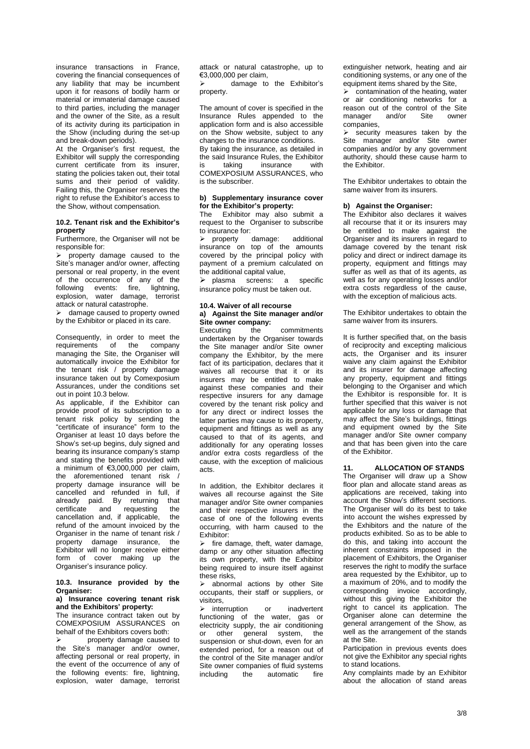insurance transactions in France, covering the financial consequences of any liability that may be incumbent upon it for reasons of bodily harm or material or immaterial damage caused to third parties, including the manager and the owner of the Site, as a result of its activity during its participation in the Show (including during the set-up and break-down periods).

At the Organiser's first request, the Exhibitor will supply the corresponding current certificate from its insurer, stating the policies taken out, their total sums and their period of validity. Failing this, the Organiser reserves the right to refuse the Exhibitor's access to the Show, without compensation.

#### 10.2. Tenant risk and the Exhibitor's property

Furthermore, the Organiser will not be responsible for:

- property damage caused to the Site's manager and/or owner, affecting personal or real property, in the event of the occurrence of any of the following events: fire, lightning, explosion, water damage, terrorist attack or natural catastrophe.
- damage caused to property owned by the Exhibitor or placed in its care.

Consequently, in order to meet the requirements of the company managing the Site, the Organiser will automatically invoice the Exhibitor for the tenant risk / property damage insurance taken out by Comexposium Assurances, under the conditions set out in point 10.3 below.

As applicable, if the Exhibitor can provide proof of its subscription to a tenant risk policy by sending the "certificate of insurance" form to the Organiser at least 10 days before the Show's set-up begins, duly signed and bearing its insurance company's stamp and stating the benefits provided with a minimum of €3,000,000 per claim, the aforementioned tenant risk / property damage insurance will be cancelled and refunded in full, if already paid. By returning that certificate and requesting the cancellation and, if applicable, the refund of the amount invoiced by the Organiser in the name of tenant risk / property damage insurance, the Exhibitor will no longer receive either form of cover making up the Organiser's insurance policy.

#### 10.3. Insurance provided by the Organiser:

**a) Insurance covering tenant risk and the Exhibitors' property:**

The insurance contract taken out by COMEXPOSIUM ASSURANCES on behalf of the Exhibitors covers both:

- property damage caused to the Site's manager and/or owner, affecting personal or real property, in the event of the occurrence of any of the following events: fire, lightning, explosion, water damage, terrorist attack or natural catastrophe, up to €3,000,000 per claim,
- damage to the Exhibitor's property.

The amount of cover is specified in the Insurance Rules appended to the application form and is also accessible on the Show website, subject to any changes to the insurance conditions.

By taking the insurance, as detailed in the said Insurance Rules, the Exhibitor is taking insurance with COMEXPOSIUM ASSURANCES, who is the subscriber.

**b) Supplementary insurance cover for the Exhibitor's property:**

The Exhibitor may also submit a request to the Organiser to subscribe to insurance for:

- property damage: additional insurance on top of the amounts covered by the principal policy with payment of a premium calculated on the additional capital value,
- plasma screens: a specific insurance policy must be taken out.

#### 10.4. Waiver of all recourse

**a) Against the Site manager and/or Site owner company:**

Executing the commitments undertaken by the Organiser towards the Site manager and/or Site owner company the Exhibitor, by the mere fact of its participation, declares that it waives all recourse that it or its insurers may be entitled to make against these companies and their respective insurers for any damage covered by the tenant risk policy and for any direct or indirect losses the latter parties may cause to its property, equipment and fittings as well as any caused to that of its agents, and additionally for any operating losses and/or extra costs regardless of the cause, with the exception of malicious acts.

In addition, the Exhibitor declares it waives all recourse against the Site manager and/or Site owner companies and their respective insurers in the case of one of the following events occurring, with harm caused to the Exhibitor:

- fire damage, theft, water damage, damp or any other situation affecting its own property, with the Exhibitor being required to insure itself against these risks,
- abnormal actions by other Site occupants, their staff or suppliers, or visitors,
- interruption or inadvertent functioning of the water, gas or electricity supply, the air conditioning or other general system, the suspension or shut-down, even for an extended period, for a reason out of the control of the Site manager and/or Site owner companies of fluid systems including the automatic fire extinguisher network, heating and air conditioning systems, or any one of the equipment items shared by the Site,
- contamination of the heating, water or air conditioning networks for a reason out of the control of the Site manager and/or Site owner companies,
- security measures taken by the Site manager and/or Site owner companies and/or by any government authority, should these cause harm to the Exhibitor.

The Exhibitor undertakes to obtain the same waiver from its insurers.

**b) Against the Organiser:**

The Exhibitor also declares it waives all recourse that it or its insurers may be entitled to make against the Organiser and its insurers in regard to damage covered by the tenant risk policy and direct or indirect damage its property, equipment and fittings may suffer as well as that of its agents, as well as for any operating losses and/or extra costs regardless of the cause, with the exception of malicious acts.

The Exhibitor undertakes to obtain the same waiver from its insurers.

It is further specified that, on the basis of reciprocity and excepting malicious acts, the Organiser and its insurer waive any claim against the Exhibitor and its insurer for damage affecting any property, equipment and fittings belonging to the Organiser and which the Exhibitor is responsible for. It is further specified that this waiver is not applicable for any loss or damage that may affect the Site's buildings, fittings and equipment owned by the Site manager and/or Site owner company and that has been given into the care of the Exhibitor.

### 11. ALLOCATION OF STANDS

The Organiser will draw up a Show floor plan and allocate stand areas as applications are received, taking into account the Show's different sections. The Organiser will do its best to take into account the wishes expressed by the Exhibitors and the nature of the products exhibited. So as to be able to do this, and taking into account the inherent constraints imposed in the placement of Exhibitors, the Organiser reserves the right to modify the surface area requested by the Exhibitor, up to a maximum of 20%, and to modify the corresponding invoice accordingly, without this giving the Exhibitor the right to cancel its application. The Organiser alone can determine the general arrangement of the Show, as well as the arrangement of the stands at the Site.

Participation in previous events does not give the Exhibitor any special rights to stand locations.

Any complaints made by an Exhibitor about the allocation of stand areas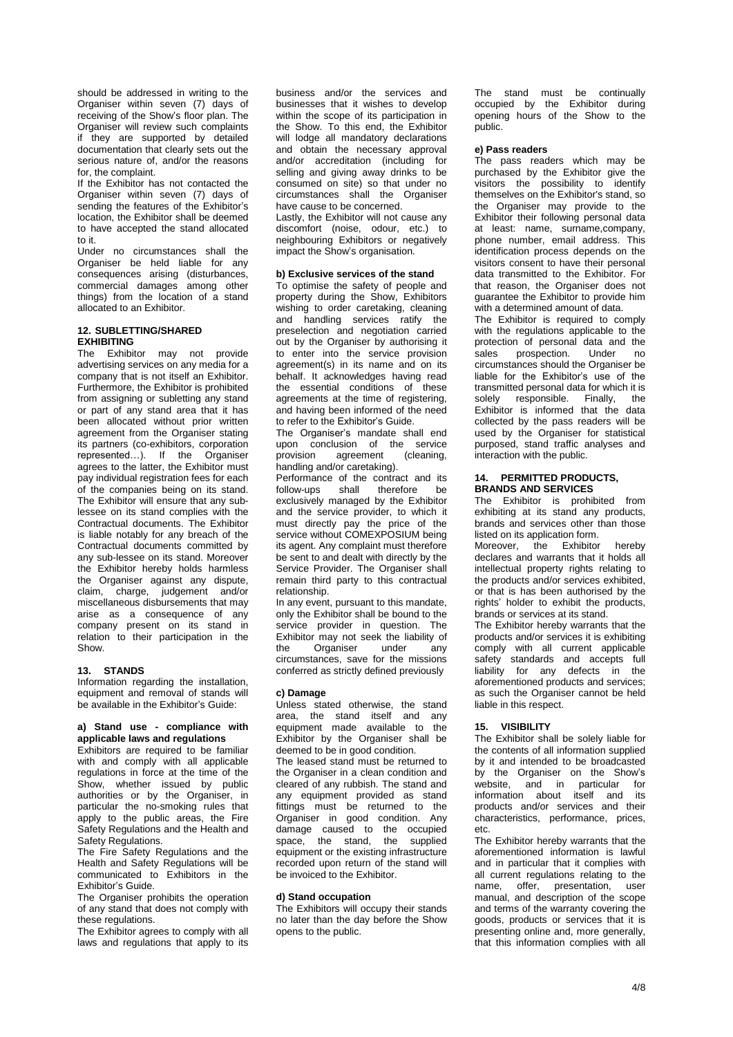should be addressed in writing to the Organiser within seven (7) days of receiving of the Show's floor plan. The Organiser will review such complaints if they are supported by detailed documentation that clearly sets out the serious nature of, and/or the reasons for, the complaint.

If the Exhibitor has not contacted the Organiser within seven (7) days of sending the features of the Exhibitor's location, the Exhibitor shall be deemed to have accepted the stand allocated to it.

Under no circumstances shall the Organiser be held liable for any consequences arising (disturbances, commercial damages among other things) from the location of a stand allocated to an Exhibitor.

### 12. SUBLETTING/SHARED EXHIBITING

The Exhibitor may not provide advertising services on any media for a company that is not itself an Exhibitor. Furthermore, the Exhibitor is prohibited from assigning or subletting any stand or part of any stand area that it has been allocated without prior written agreement from the Organiser stating its partners (co-exhibitors, corporation represented…). If the Organiser agrees to the latter, the Exhibitor must pay individual registration fees for each of the companies being on its stand. The Exhibitor will ensure that any sub-lessee on its stand complies with the Contractual documents. The Exhibitor is liable notably for any breach of the Contractual documents committed by any sub-lessee on its stand. Moreover the Exhibitor hereby holds harmless the Organiser against any dispute, claim, charge, judgement and/or miscellaneous disbursements that may arise as a consequence of any company present on its stand in relation to their participation in the Show.

### 13. STANDS

Information regarding the installation, equipment and removal of stands will be available in the Exhibitor's Guide:

#### a) Stand use - compliance with applicable laws and regulations

Exhibitors are required to be familiar with and comply with all applicable regulations in force at the time of the Show, whether issued by public authorities or by the Organiser, in particular the no-smoking rules that apply to the public areas, the Fire Safety Regulations and the Health and Safety Regulations.

The Fire Safety Regulations and the Health and Safety Regulations will be communicated to Exhibitors in the Exhibitor's Guide.

The Organiser prohibits the operation of any stand that does not comply with these regulations.

The Exhibitor agrees to comply with all laws and regulations that apply to its business and/or the services and businesses that it wishes to develop within the scope of its participation in the Show. To this end, the Exhibitor will lodge all mandatory declarations and obtain the necessary approval and/or accreditation (including for selling and giving away drinks to be consumed on site) so that under no circumstances shall the Organiser have cause to be concerned.

Lastly, the Exhibitor will not cause any discomfort (noise, odour, etc.) to neighbouring Exhibitors or negatively impact the Show's organisation.

#### b) Exclusive services of the stand

To optimise the safety of people and property during the Show, Exhibitors wishing to order caretaking, cleaning and handling services ratify the preselection and negotiation carried out by the Organiser by authorising it to enter into the service provision agreement(s) in its name and on its behalf. It acknowledges having read the essential conditions of these agreements at the time of registering, and having been informed of the need to refer to the Exhibitor's Guide.

The Organiser's mandate shall end upon conclusion of the service provision agreement (cleaning, handling and/or caretaking).

Performance of the contract and its follow-ups shall therefore be exclusively managed by the Exhibitor and the service provider, to which it must directly pay the price of the service without COMEXPOSIUM being its agent. Any complaint must therefore be sent to and dealt with directly by the Service Provider. The Organiser shall remain third party to this contractual relationship.

In any event, pursuant to this mandate, only the Exhibitor shall be bound to the service provider in question. The Exhibitor may not seek the liability of the Organiser under any circumstances, save for the missions conferred as strictly defined previously

#### c) Damage

Unless stated otherwise, the stand area, the stand itself and any equipment made available to the Exhibitor by the Organiser shall be deemed to be in good condition.

The leased stand must be returned to the Organiser in a clean condition and cleared of any rubbish. The stand and any equipment provided as stand fittings must be returned to the Organiser in good condition. Any damage caused to the occupied space, the stand, the supplied equipment or the existing infrastructure recorded upon return of the stand will be invoiced to the Exhibitor.

#### d) Stand occupation

The Exhibitors will occupy their stands no later than the day before the Show opens to the public.

The stand must be continually occupied by the Exhibitor during opening hours of the Show to the public.

#### e) Pass readers

The pass readers which may be purchased by the Exhibitor give the visitors the possibility to identify themselves on the Exhibitor's stand, so the Organiser may provide to the Exhibitor their following personal data at least: name, surname,company, phone number, email address. This identification process depends on the visitors consent to have their personal data transmitted to the Exhibitor. For that reason, the Organiser does not guarantee the Exhibitor to provide him with a determined amount of data.

The Exhibitor is required to comply with the regulations applicable to the protection of personal data and the sales prospection. Under no circumstances should the Organiser be liable for the Exhibitor's use of the transmitted personal data for which it is solely responsible. Finally, the Exhibitor is informed that the data collected by the pass readers will be used by the Organiser for statistical purposed, stand traffic analyses and interaction with the public.

### 14. PERMITTED PRODUCTS, BRANDS AND SERVICES

The Exhibitor is prohibited from exhibiting at its stand any products, brands and services other than those listed on its application form.

Moreover, the Exhibitor hereby declares and warrants that it holds all intellectual property rights relating to the products and/or services exhibited, or that is has been authorised by the rights' holder to exhibit the products, brands or services at its stand.

The Exhibitor hereby warrants that the products and/or services it is exhibiting comply with all current applicable safety standards and accepts full liability for any defects in the aforementioned products and services; as such the Organiser cannot be held liable in this respect.

### 15. VISIBILITY

The Exhibitor shall be solely liable for the contents of all information supplied by it and intended to be broadcasted by the Organiser on the Show's website, and in particular for information about itself and its products and/or services and their characteristics, performance, prices, etc.

The Exhibitor hereby warrants that the aforementioned information is lawful and in particular that it complies with all current regulations relating to the name, offer, presentation, user manual, and description of the scope and terms of the warranty covering the goods, products or services that it is presenting online and, more generally, that this information complies with all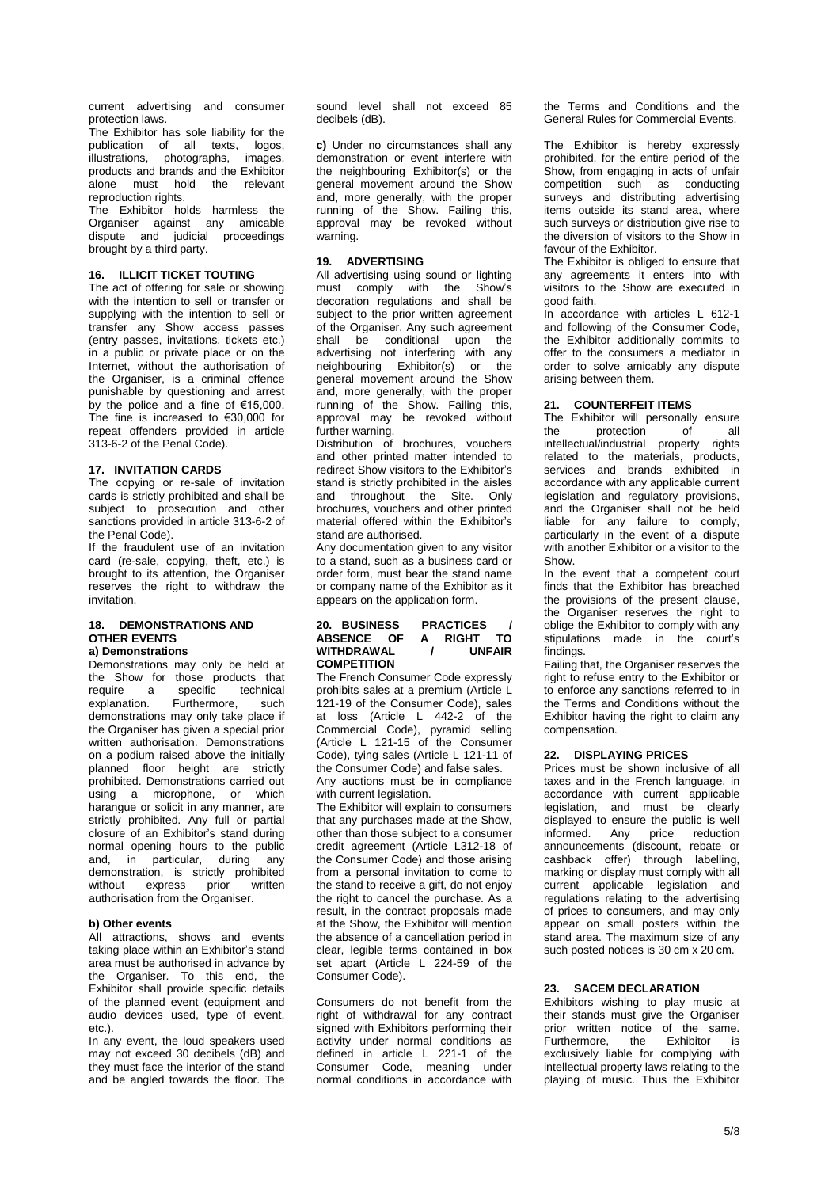current advertising and consumer protection laws.

The Exhibitor has sole liability for the publication of all texts, logos, illustrations, photographs, images, products and brands and the Exhibitor alone must hold the relevant reproduction rights.

The Exhibitor holds harmless the Organiser against any amicable dispute and judicial proceedings brought by a third party.

## 16. ILLICIT TICKET TOUTING

The act of offering for sale or showing with the intention to sell or transfer or supplying with the intention to sell or transfer any Show access passes (entry passes, invitations, tickets etc.) in a public or private place or on the Internet, without the authorisation of the Organiser, is a criminal offence punishable by questioning and arrest by the police and a fine of €15,000. The fine is increased to €30,000 for repeat offenders provided in article 313-6-2 of the Penal Code).

## 17. INVITATION CARDS

The copying or re-sale of invitation cards is strictly prohibited and shall be subject to prosecution and other sanctions provided in article 313-6-2 of the Penal Code).

If the fraudulent use of an invitation card (re-sale, copying, theft, etc.) is brought to its attention, the Organiser reserves the right to withdraw the invitation.

## 18. DEMONSTRATIONS AND OTHER EVENTS

### a) Demonstrations

Demonstrations may only be held at the Show for those products that require a specific technical explanation. Furthermore, such demonstrations may only take place if the Organiser has given a special prior written authorisation. Demonstrations on a podium raised above the initially planned floor height are strictly prohibited. Demonstrations carried out using a microphone, or which harangue or solicit in any manner, are strictly prohibited. Any full or partial closure of an Exhibitor's stand during normal opening hours to the public and, in particular, during any demonstration, is strictly prohibited without express prior written authorisation from the Organiser.

### b) Other events

All attractions, shows and events taking place within an Exhibitor's stand area must be authorised in advance by the Organiser. To this end, the Exhibitor shall provide specific details of the planned event (equipment and audio devices used, type of event, etc.).

In any event, the loud speakers used may not exceed 30 decibels (dB) and they must face the interior of the stand and be angled towards the floor. The sound level shall not exceed 85 decibels (dB).

**c)** Under no circumstances shall any demonstration or event interfere with the neighbouring Exhibitor(s) or the general movement around the Show and, more generally, with the proper running of the Show. Failing this, approval may be revoked without warning.

## 19. ADVERTISING

All advertising using sound or lighting must comply with the Show's decoration regulations and shall be subject to the prior written agreement of the Organiser. Any such agreement shall be conditional upon the advertising not interfering with any neighbouring Exhibitor(s) or the general movement around the Show and, more generally, with the proper running of the Show. Failing this, approval may be revoked without further warning.

Distribution of brochures, vouchers and other printed matter intended to redirect Show visitors to the Exhibitor's stand is strictly prohibited in the aisles and throughout the Site. Only brochures, vouchers and other printed material offered within the Exhibitor's stand are authorised.

Any documentation given to any visitor to a stand, such as a business card or order form, must bear the stand name or company name of the Exhibitor as it appears on the application form.

## 20. BUSINESS PRACTICES / ABSENCE OF A RIGHT TO WITHDRAWAL / UNFAIR COMPETITION

The French Consumer Code expressly prohibits sales at a premium (Article L 121-19 of the Consumer Code), sales at loss (Article L 442-2 of the Commercial Code), pyramid selling (Article L 121-15 of the Consumer Code), tying sales (Article L 121-11 of the Consumer Code) and false sales.

Any auctions must be in compliance with current legislation.

The Exhibitor will explain to consumers that any purchases made at the Show, other than those subject to a consumer credit agreement (Article L312-18 of the Consumer Code) and those arising from a personal invitation to come to the stand to receive a gift, do not enjoy the right to cancel the purchase. As a result, in the contract proposals made at the Show, the Exhibitor will mention the absence of a cancellation period in clear, legible terms contained in box set apart (Article L 224-59 of the Consumer Code).

Consumers do not benefit from the right of withdrawal for any contract signed with Exhibitors performing their activity under normal conditions as defined in article L 221-1 of the Consumer Code, meaning under normal conditions in accordance with the Terms and Conditions and the General Rules for Commercial Events.

The Exhibitor is hereby expressly prohibited, for the entire period of the Show, from engaging in acts of unfair competition such as conducting surveys and distributing advertising items outside its stand area, where such surveys or distribution give rise to the diversion of visitors to the Show in favour of the Exhibitor.

The Exhibitor is obliged to ensure that any agreements it enters into with visitors to the Show are executed in good faith.

In accordance with articles L 612-1 and following of the Consumer Code, the Exhibitor additionally commits to offer to the consumers a mediator in order to solve amicably any dispute arising between them.

## 21. COUNTERFEIT ITEMS

The Exhibitor will personally ensure the protection of all intellectual/industrial property rights related to the materials, products, services and brands exhibited in accordance with any applicable current legislation and regulatory provisions, and the Organiser shall not be held liable for any failure to comply, particularly in the event of a dispute with another Exhibitor or a visitor to the Show.

In the event that a competent court finds that the Exhibitor has breached the provisions of the present clause, the Organiser reserves the right to oblige the Exhibitor to comply with any stipulations made in the court's findings.

Failing that, the Organiser reserves the right to refuse entry to the Exhibitor or to enforce any sanctions referred to in the Terms and Conditions without the Exhibitor having the right to claim any compensation.

## 22. DISPLAYING PRICES

Prices must be shown inclusive of all taxes and in the French language, in accordance with current applicable legislation, and must be clearly displayed to ensure the public is well informed. Any price reduction announcements (discount, rebate or cashback offer) through labelling, marking or display must comply with all current applicable legislation and regulations relating to the advertising of prices to consumers, and may only appear on small posters within the stand area. The maximum size of any such posted notices is 30 cm x 20 cm.

## 23. SACEM DECLARATION

Exhibitors wishing to play music at their stands must give the Organiser prior written notice of the same. Furthermore, the Exhibitor is exclusively liable for complying with intellectual property laws relating to the playing of music. Thus the Exhibitor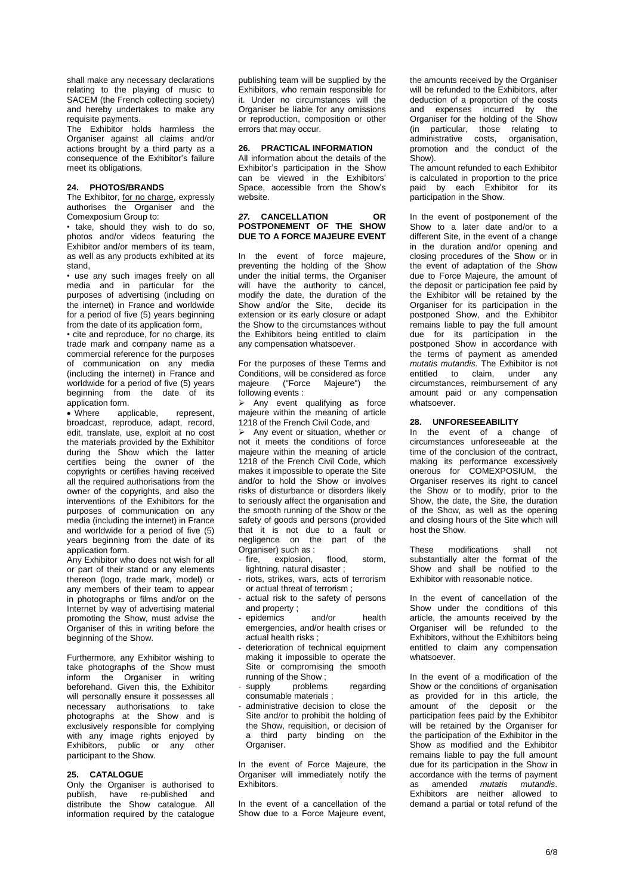shall make any necessary declarations relating to the playing of music to SACEM (the French collecting society) and hereby undertakes to make any requisite payments.

The Exhibitor holds harmless the Organiser against all claims and/or actions brought by a third party as a consequence of the Exhibitor's failure meet its obligations.

## 24. PHOTOS/BRANDS

The Exhibitor, for no charge, expressly authorises the Organiser and the Comexposium Group to:

• take, should they wish to do so, photos and/or videos featuring the Exhibitor and/or members of its team, as well as any products exhibited at its stand,

• use any such images freely on all media and in particular for the purposes of advertising (including on the internet) in France and worldwide for a period of five (5) years beginning from the date of its application form,

• cite and reproduce, for no charge, its trade mark and company name as a commercial reference for the purposes of communication on any media (including the internet) in France and worldwide for a period of five (5) years beginning from the date of its application form.

• Where applicable, represent, broadcast, reproduce, adapt, record, edit, translate, use, exploit at no cost the materials provided by the Exhibitor during the Show which the latter certifies being the owner of the copyrights or certifies having received all the required authorisations from the owner of the copyrights, and also the interventions of the Exhibitors for the purposes of communication on any media (including the internet) in France and worldwide for a period of five (5) years beginning from the date of its application form.

Any Exhibitor who does not wish for all or part of their stand or any elements thereon (logo, trade mark, model) or any members of their team to appear in photographs or films and/or on the Internet by way of advertising material promoting the Show, must advise the Organiser of this in writing before the beginning of the Show.

Furthermore, any Exhibitor wishing to take photographs of the Show must inform the Organiser in writing beforehand. Given this, the Exhibitor will personally ensure it possesses all necessary authorisations to take photographs at the Show and is exclusively responsible for complying with any image rights enjoyed by Exhibitors, public or any other participant to the Show.

## 25. CATALOGUE

Only the Organiser is authorised to publish, have re-published and distribute the Show catalogue. All information required by the catalogue publishing team will be supplied by the Exhibitors, who remain responsible for it. Under no circumstances will the Organiser be liable for any omissions or reproduction, composition or other errors that may occur.

## 26. PRACTICAL INFORMATION

All information about the details of the Exhibitor's participation in the Show can be viewed in the Exhibitors' Space, accessible from the Show's website.

## *27.* CANCELLATION OR POSTPONEMENT OF THE SHOW DUE TO A FORCE MAJEURE EVENT

In the event of force majeure, preventing the holding of the Show under the initial terms, the Organiser will have the authority to cancel, modify the date, the duration of the Show and/or the Site, decide its extension or its early closure or adapt the Show to the circumstances without the Exhibitors being entitled to claim any compensation whatsoever.

For the purposes of these Terms and Conditions, will be considered as force majeure ("Force Majeure") the following events :

- Any event qualifying as force majeure within the meaning of article 1218 of the French Civil Code, and
- Any event or situation, whether or not it meets the conditions of force majeure within the meaning of article 1218 of the French Civil Code, which makes it impossible to operate the Site and/or to hold the Show or involves risks of disturbance or disorders likely to seriously affect the organisation and the smooth running of the Show or the safety of goods and persons (provided that it is not due to a fault or negligence on the part of the Organiser) such as :
  - fire, explosion, flood, storm, lightning, natural disaster ;
  - riots, strikes, wars, acts of terrorism or actual threat of terrorism ;
  - actual risk to the safety of persons and property ;
  - epidemics and/or health emergencies, and/or health crises or actual health risks ;
  - deterioration of technical equipment making it impossible to operate the Site or compromising the smooth running of the Show ;
  - supply problems regarding consumable materials ;
  - administrative decision to close the Site and/or to prohibit the holding of the Show, requisition, or decision of a third party binding on the Organiser.

In the event of Force Majeure, the Organiser will immediately notify the Exhibitors.

In the event of a cancellation of the Show due to a Force Majeure event, the amounts received by the Organiser will be refunded to the Exhibitors, after deduction of a proportion of the costs and expenses incurred by the Organiser for the holding of the Show (in particular, those relating to administrative costs, organisation, promotion and the conduct of the Show).

The amount refunded to each Exhibitor is calculated in proportion to the price paid by each Exhibitor for its participation in the Show.

In the event of postponement of the Show to a later date and/or to a different Site, in the event of a change in the duration and/or opening and closing procedures of the Show or in the event of adaptation of the Show due to Force Majeure, the amount of the deposit or participation fee paid by the Exhibitor will be retained by the Organiser for its participation in the postponed Show, and the Exhibitor remains liable to pay the full amount due for its participation in the postponed Show in accordance with the terms of payment as amended *mutatis mutandis*. The Exhibitor is not entitled to claim, under any circumstances, reimbursement of any amount paid or any compensation whatsoever.

## 28. UNFORESEEABILITY

In the event of a change of circumstances unforeseeable at the time of the conclusion of the contract, making its performance excessively onerous for COMEXPOSIUM, the Organiser reserves its right to cancel the Show or to modify, prior to the Show, the date, the Site, the duration of the Show, as well as the opening and closing hours of the Site which will host the Show.

These modifications shall not substantially alter the format of the Show and shall be notified to the Exhibitor with reasonable notice.

In the event of cancellation of the Show under the conditions of this article, the amounts received by the Organiser will be refunded to the Exhibitors, without the Exhibitors being entitled to claim any compensation whatsoever.

In the event of a modification of the Show or the conditions of organisation as provided for in this article, the amount of the deposit or the participation fees paid by the Exhibitor will be retained by the Organiser for the participation of the Exhibitor in the Show as modified and the Exhibitor remains liable to pay the full amount due for its participation in the Show in accordance with the terms of payment as amended *mutatis mutandis*. Exhibitors are neither allowed to demand a partial or total refund of the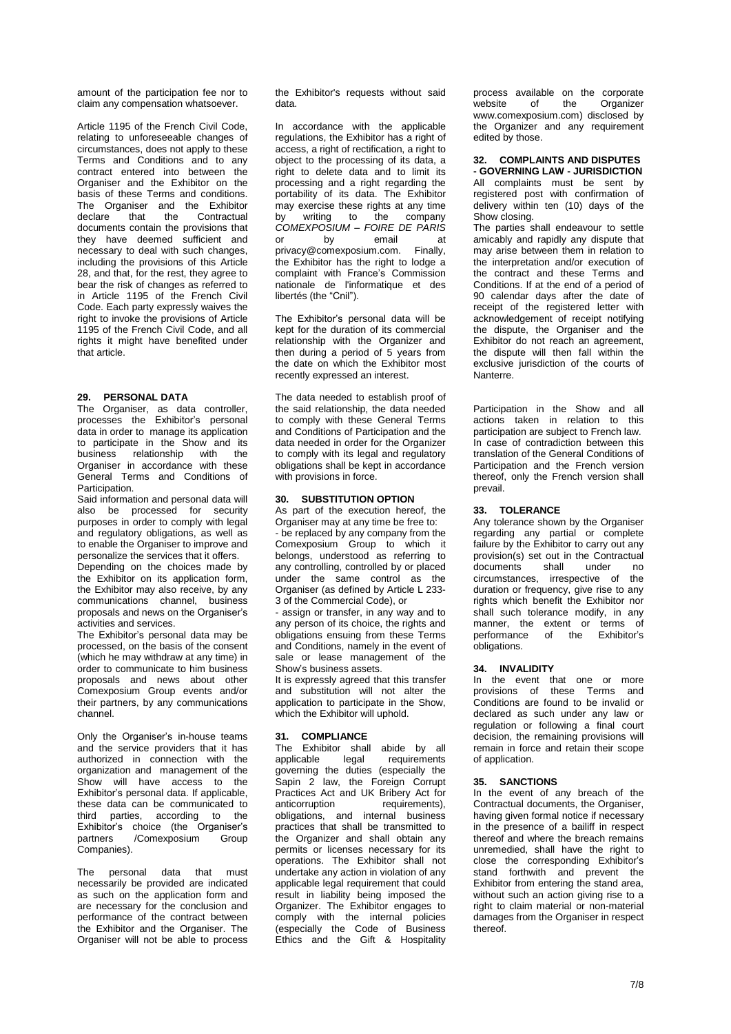amount of the participation fee nor to claim any compensation whatsoever.

Article 1195 of the French Civil Code, relating to unforeseeable changes of circumstances, does not apply to these Terms and Conditions and to any contract entered into between the Organiser and the Exhibitor on the basis of these Terms and conditions. The Organiser and the Exhibitor declare that the Contractual documents contain the provisions that they have deemed sufficient and necessary to deal with such changes, including the provisions of this Article 28, and that, for the rest, they agree to bear the risk of changes as referred to in Article 1195 of the French Civil Code. Each party expressly waives the right to invoke the provisions of Article 1195 of the French Civil Code, and all rights it might have benefited under that article.

## 29. PERSONAL DATA

The Organiser, as data controller, processes the Exhibitor's personal data in order to manage its application to participate in the Show and its business relationship with the Organiser in accordance with these General Terms and Conditions of Participation.

Said information and personal data will also be processed for security purposes in order to comply with legal and regulatory obligations, as well as to enable the Organiser to improve and personalize the services that it offers.

Depending on the choices made by the Exhibitor on its application form, the Exhibitor may also receive, by any communications channel, business proposals and news on the Organiser's activities and services.

The Exhibitor's personal data may be processed, on the basis of the consent (which he may withdraw at any time) in order to communicate to him business proposals and news about other Comexposium Group events and/or their partners, by any communications channel.

Only the Organiser's in-house teams and the service providers that it has authorized in connection with the organization and management of the Show will have access to the Exhibitor's personal data. If applicable, these data can be communicated to third parties, according to the Exhibitor's choice (the Organiser's partners /Comexposium Group Companies).

The personal data that must necessarily be provided are indicated as such on the application form and are necessary for the conclusion and performance of the contract between the Exhibitor and the Organiser. The Organiser will not be able to process the Exhibitor's requests without said data.

In accordance with the applicable regulations, the Exhibitor has a right of access, a right of rectification, a right to object to the processing of its data, a right to delete data and to limit its processing and a right regarding the portability of its data. The Exhibitor may exercise these rights at any time by writing to the company *COMEXPOSIUM – FOIRE DE PARIS* or by email at privacy@comexposium.com. Finally, the Exhibitor has the right to lodge a complaint with France's Commission nationale de l'informatique et des libertés (the "Cnil").

The Exhibitor's personal data will be kept for the duration of its commercial relationship with the Organizer and then during a period of 5 years from the date on which the Exhibitor most recently expressed an interest.

The data needed to establish proof of the said relationship, the data needed to comply with these General Terms and Conditions of Participation and the data needed in order for the Organizer to comply with its legal and regulatory obligations shall be kept in accordance with provisions in force.

## 30. SUBSTITUTION OPTION

As part of the execution hereof, the Organiser may at any time be free to:

- be replaced by any company from the Comexposium Group to which it belongs, understood as referring to any controlling, controlled by or placed under the same control as the Organiser (as defined by Article L 233-3 of the Commercial Code), or
- assign or transfer, in any way and to any person of its choice, the rights and obligations ensuing from these Terms and Conditions, namely in the event of sale or lease management of the Show's business assets.

It is expressly agreed that this transfer and substitution will not alter the application to participate in the Show, which the Exhibitor will uphold.

## 31. COMPLIANCE

The Exhibitor shall abide by all applicable legal requirements governing the duties (especially the Sapin 2 law, the Foreign Corrupt Practices Act and UK Bribery Act for anticorruption requirements), obligations, and internal business practices that shall be transmitted to the Organizer and shall obtain any permits or licenses necessary for its operations. The Exhibitor shall not undertake any action in violation of any applicable legal requirement that could result in liability being imposed the Organizer. The Exhibitor engages to comply with the internal policies (especially the Code of Business Ethics and the Gift & Hospitality process available on the corporate website of the Organizer www.comexposium.com) disclosed by the Organizer and any requirement edited by those.

## 32. COMPLAINTS AND DISPUTES - GOVERNING LAW - JURISDICTION

All complaints must be sent by registered post with confirmation of delivery within ten (10) days of the Show closing.

The parties shall endeavour to settle amicably and rapidly any dispute that may arise between them in relation to the interpretation and/or execution of the contract and these Terms and Conditions. If at the end of a period of 90 calendar days after the date of receipt of the registered letter with acknowledgement of receipt notifying the dispute, the Organiser and the Exhibitor do not reach an agreement, the dispute will then fall within the exclusive jurisdiction of the courts of Nanterre.

Participation in the Show and all actions taken in relation to this participation are subject to French law. In case of contradiction between this translation of the General Conditions of Participation and the French version thereof, only the French version shall prevail.

## 33. TOLERANCE

Any tolerance shown by the Organiser regarding any partial or complete failure by the Exhibitor to carry out any provision(s) set out in the Contractual documents shall under no circumstances, irrespective of the duration or frequency, give rise to any rights which benefit the Exhibitor nor shall such tolerance modify, in any manner, the extent or terms of performance of the Exhibitor's obligations.

## 34. INVALIDITY

In the event that one or more provisions of these Terms and Conditions are found to be invalid or declared as such under any law or regulation or following a final court decision, the remaining provisions will remain in force and retain their scope of application.

## 35. SANCTIONS

In the event of any breach of the Contractual documents, the Organiser, having given formal notice if necessary in the presence of a bailiff in respect thereof and where the breach remains unremedied, shall have the right to close the corresponding Exhibitor's stand forthwith and prevent the Exhibitor from entering the stand area, without such an action giving rise to a right to claim material or non-material damages from the Organiser in respect thereof.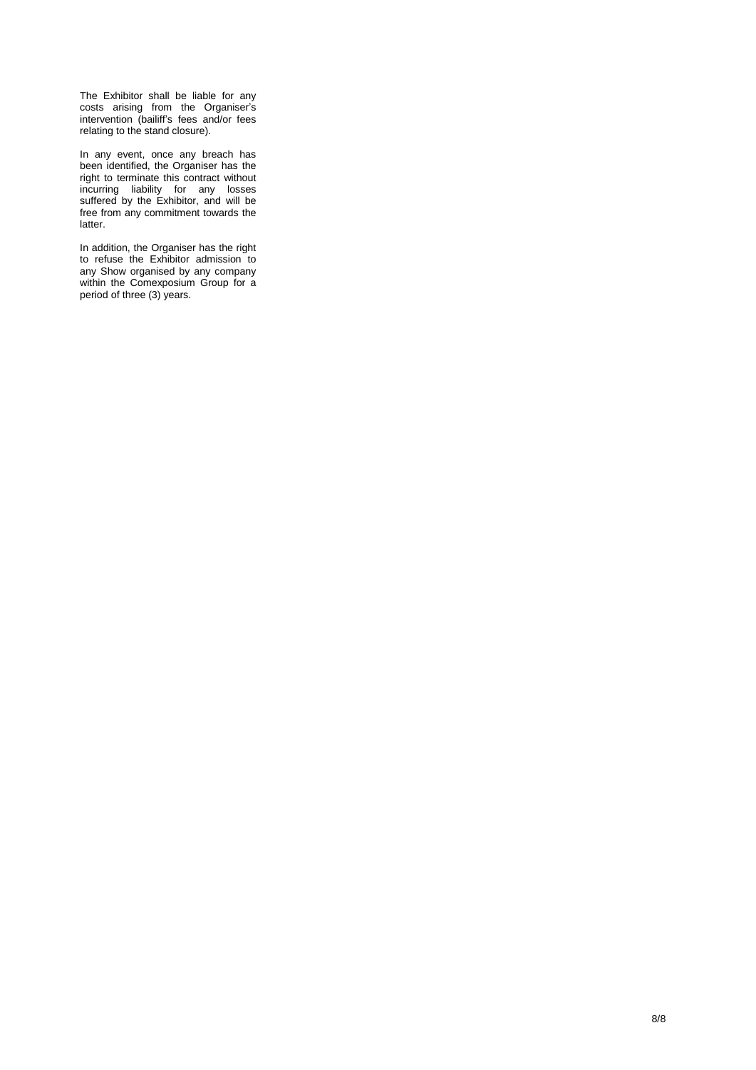The Exhibitor shall be liable for any costs arising from the Organiser's intervention (bailiff's fees and/or fees relating to the stand closure).

In any event, once any breach has been identified, the Organiser has the right to terminate this contract without incurring liability for any losses suffered by the Exhibitor, and will be free from any commitment towards the latter.

In addition, the Organiser has the right to refuse the Exhibitor admission to any Show organised by any company within the Comexposium Group for a period of three (3) years.